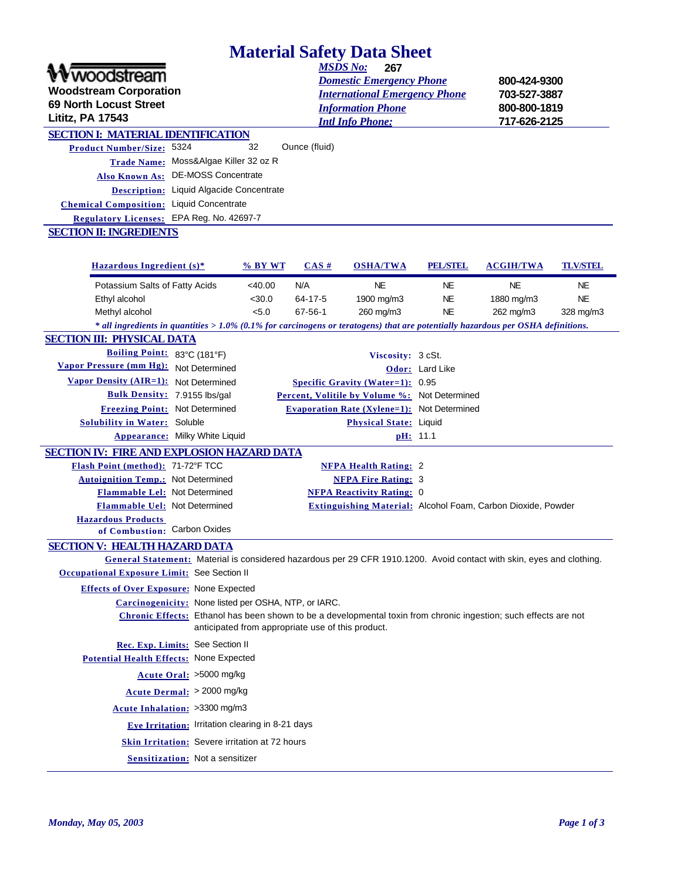# Material Safety Data Sheet

**Woodstream Corporation**
**69 North Locust Street**
**Lititz, PA 17543**

| | |
|---|---|
| *MSDS No:* | **267** |
| *Domestic Emergency Phone* | **800-424-9300** |
| *International Emergency Phone* | **703-527-3887** |
| *Information Phone* | **800-800-1819** |
| *Intl Info Phone:* | **717-626-2125** |

## SECTION I: MATERIAL IDENTIFICATION

**Product Number/Size:** 5324 32 Ounce (fluid)

**Trade Name:** Moss&Algae Killer 32 oz R

**Also Known As:** DE-MOSS Concentrate

**Description:** Liquid Algacide Concentrate

**Chemical Composition:** Liquid Concentrate

**Regulatory Licenses:** EPA Reg. No. 42697-7

## SECTION II: INGREDIENTS

| Hazardous Ingredient (s)* | % BY WT | CAS # | OSHA/TWA | PEL/STEL | ACGIH/TWA | TLV/STEL |
|---|---|---|---|---|---|---|
| Potassium Salts of Fatty Acids | <40.00 | N/A | NE | NE | NE | NE |
| Ethyl alcohol | <30.0 | 64-17-5 | 1900 mg/m3 | NE | 1880 mg/m3 | NE |
| Methyl alcohol | <5.0 | 67-56-1 | 260 mg/m3 | NE | 262 mg/m3 | 328 mg/m3 |

*\* all ingredients in quantities > 1.0% (0.1% for carcinogens or teratogens) that are potentially hazardous per OSHA definitions.*

## SECTION III: PHYSICAL DATA

**Boiling Point:** 83°C (181°F)

**Vapor Pressure (mm Hg):** Not Determined

**Vapor Density (AIR=1):** Not Determined

**Bulk Density:** 7.9155 lbs/gal

**Freezing Point:** Not Determined

**Solubility in Water:** Soluble

**Appearance:** Milky White Liquid

**Viscosity:** 3 cSt.

**Odor:** Lard Like

**Specific Gravity (Water=1):** 0.95

**Percent, Volitile by Volume %:** Not Determined

**Evaporation Rate (Xylene=1):** Not Determined

**Physical State:** Liquid

**pH:** 11.1

## SECTION IV: FIRE AND EXPLOSION HAZARD DATA

**Flash Point (method):** 71-72°F TCC

**Autoignition Temp.:** Not Determined

**Flammable Lel:** Not Determined

**Flammable Uel:** Not Determined

**Hazardous Products of Combustion:** Carbon Oxides

**NFPA Health Rating:** 2

**NFPA Fire Rating:** 3

**NFPA Reactivity Rating:** 0

**Extinguishing Material:** Alcohol Foam, Carbon Dioxide, Powder

## SECTION V: HEALTH HAZARD DATA

**General Statement:** Material is considered hazardous per 29 CFR 1910.1200. Avoid contact with skin, eyes and clothing.

**Occupational Exposure Limit:** See Section II

**Effects of Over Exposure:** None Expected

**Carcinogenicity:** None listed per OSHA, NTP, or IARC.

**Chronic Effects:** Ethanol has been shown to be a developmental toxin from chronic ingestion; such effects are not anticipated from appropriate use of this product.

**Rec. Exp. Limits:** See Section II

**Potential Health Effects:** None Expected

**Acute Oral:** >5000 mg/kg

**Acute Dermal:** > 2000 mg/kg

**Acute Inhalation:** >3300 mg/m3

**Eye Irritation:** Irritation clearing in 8-21 days

**Skin Irritation:** Severe irritation at 72 hours

**Sensitization:** Not a sensitizer

*Monday, May 05, 2003*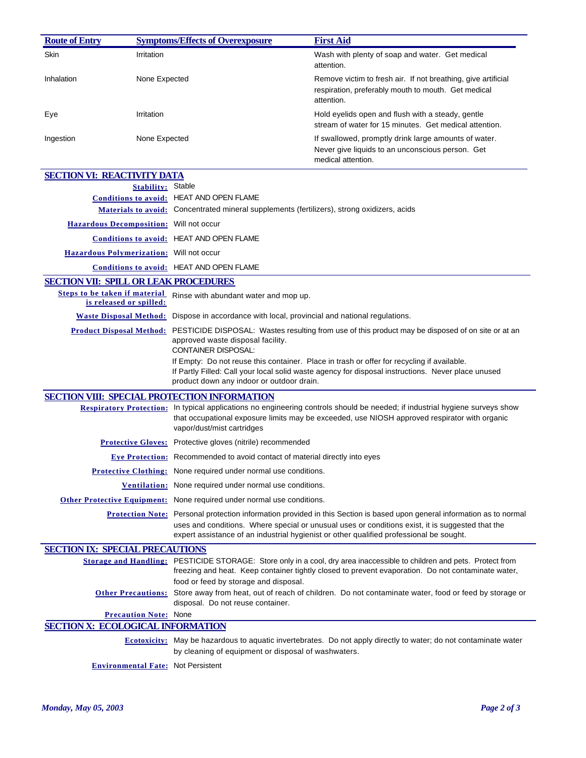| Route of Entry | Symptoms/Effects of Overexposure | First Aid |
|---|---|---|
| Skin | Irritation | Wash with plenty of soap and water. Get medical attention. |
| Inhalation | None Expected | Remove victim to fresh air. If not breathing, give artificial respiration, preferably mouth to mouth. Get medical attention. |
| Eye | Irritation | Hold eyelids open and flush with a steady, gentle stream of water for 15 minutes. Get medical attention. |
| Ingestion | None Expected | If swallowed, promptly drink large amounts of water. Never give liquids to an unconscious person. Get medical attention. |

## SECTION VI: REACTIVITY DATA

**Stability:** Stable

**Conditions to avoid:** HEAT AND OPEN FLAME

**Materials to avoid:** Concentrated mineral supplements (fertilizers), strong oxidizers, acids

**Hazardous Decomposition:** Will not occur

**Conditions to avoid:** HEAT AND OPEN FLAME

**Hazardous Polymerization:** Will not occur

**Conditions to avoid:** HEAT AND OPEN FLAME

## SECTION VII: SPILL OR LEAK PROCEDURES

**Steps to be taken if material is released or spilled:** Rinse with abundant water and mop up.

**Waste Disposal Method:** Dispose in accordance with local, provincial and national regulations.

**Product Disposal Method:** PESTICIDE DISPOSAL: Wastes resulting from use of this product may be disposed of on site or at an approved waste disposal facility.
CONTAINER DISPOSAL:
If Empty: Do not reuse this container. Place in trash or offer for recycling if available.
If Partly Filled: Call your local solid waste agency for disposal instructions. Never place unused product down any indoor or outdoor drain.

## SECTION VIII: SPECIAL PROTECTION INFORMATION

**Respiratory Protection:** In typical applications no engineering controls should be needed; if industrial hygiene surveys show that occupational exposure limits may be exceeded, use NIOSH approved respirator with organic vapor/dust/mist cartridges

**Protective Gloves:** Protective gloves (nitrile) recommended

**Eye Protection:** Recommended to avoid contact of material directly into eyes

**Protective Clothing:** None required under normal use conditions.

**Ventilation:** None required under normal use conditions.

**Other Protective Equipment:** None required under normal use conditions.

**Protection Note:** Personal protection information provided in this Section is based upon general information as to normal uses and conditions. Where special or unusual uses or conditions exist, it is suggested that the expert assistance of an industrial hygienist or other qualified professional be sought.

## SECTION IX: SPECIAL PRECAUTIONS

**Storage and Handling:** PESTICIDE STORAGE: Store only in a cool, dry area inaccessible to children and pets. Protect from freezing and heat. Keep container tightly closed to prevent evaporation. Do not contaminate water, food or feed by storage and disposal.

**Other Precautions:** Store away from heat, out of reach of children. Do not contaminate water, food or feed by storage or disposal. Do not reuse container.

**Precaution Note:** None

## SECTION X: ECOLOGICAL INFORMATION

**Ecotoxicity:** May be hazardous to aquatic invertebrates. Do not apply directly to water; do not contaminate water by cleaning of equipment or disposal of washwaters.

**Environmental Fate:** Not Persistent

*Monday, May 05, 2003*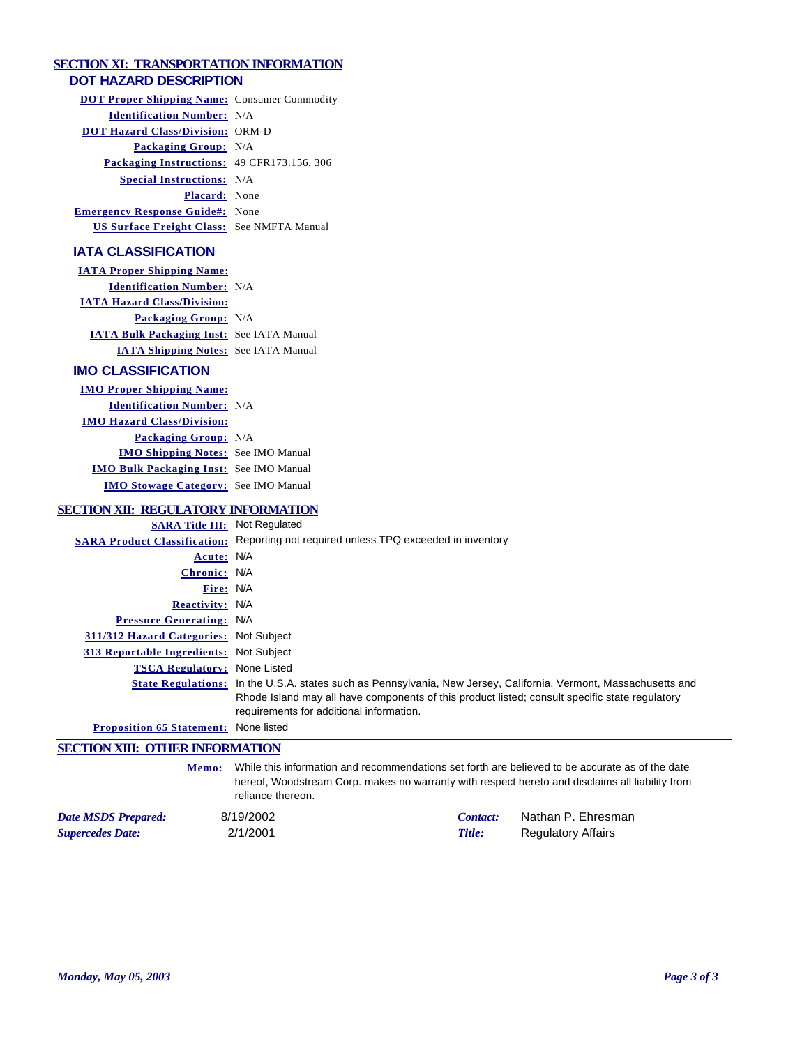## SECTION XI: TRANSPORTATION INFORMATION

### DOT HAZARD DESCRIPTION

**DOT Proper Shipping Name:** Consumer Commodity
**Identification Number:** N/A
**DOT Hazard Class/Division:** ORM-D
**Packaging Group:** N/A
**Packaging Instructions:** 49 CFR173.156, 306
**Special Instructions:** N/A
**Placard:** None
**Emergency Response Guide#:** None
**US Surface Freight Class:** See NMFTA Manual

### IATA CLASSIFICATION

**IATA Proper Shipping Name:**
**Identification Number:** N/A
**IATA Hazard Class/Division:**
**Packaging Group:** N/A
**IATA Bulk Packaging Inst:** See IATA Manual
**IATA Shipping Notes:** See IATA Manual

### IMO CLASSIFICATION

**IMO Proper Shipping Name:**
**Identification Number:** N/A
**IMO Hazard Class/Division:**
**Packaging Group:** N/A
**IMO Shipping Notes:** See IMO Manual
**IMO Bulk Packaging Inst:** See IMO Manual
**IMO Stowage Category:** See IMO Manual

## SECTION XII: REGULATORY INFORMATION

**SARA Title III:** Not Regulated
**SARA Product Classification:** Reporting not required unless TPQ exceeded in inventory
**Acute:** N/A
**Chronic:** N/A
**Fire:** N/A
**Reactivity:** N/A
**Pressure Generating:** N/A
**311/312 Hazard Categories:** Not Subject
**313 Reportable Ingredients:** Not Subject
**TSCA Regulatory:** None Listed
**State Regulations:** In the U.S.A. states such as Pennsylvania, New Jersey, California, Vermont, Massachusetts and Rhode Island may all have components of this product listed; consult specific state regulatory requirements for additional information.
**Proposition 65 Statement:** None listed

## SECTION XIII: OTHER INFORMATION

**Memo:** While this information and recommendations set forth are believed to be accurate as of the date hereof, Woodstream Corp. makes no warranty with respect hereto and disclaims all liability from reliance thereon.

***Date MSDS Prepared:*** 8/19/2002
***Supercedes Date:*** 2/1/2001

***Contact:*** Nathan P. Ehresman
***Title:*** Regulatory Affairs